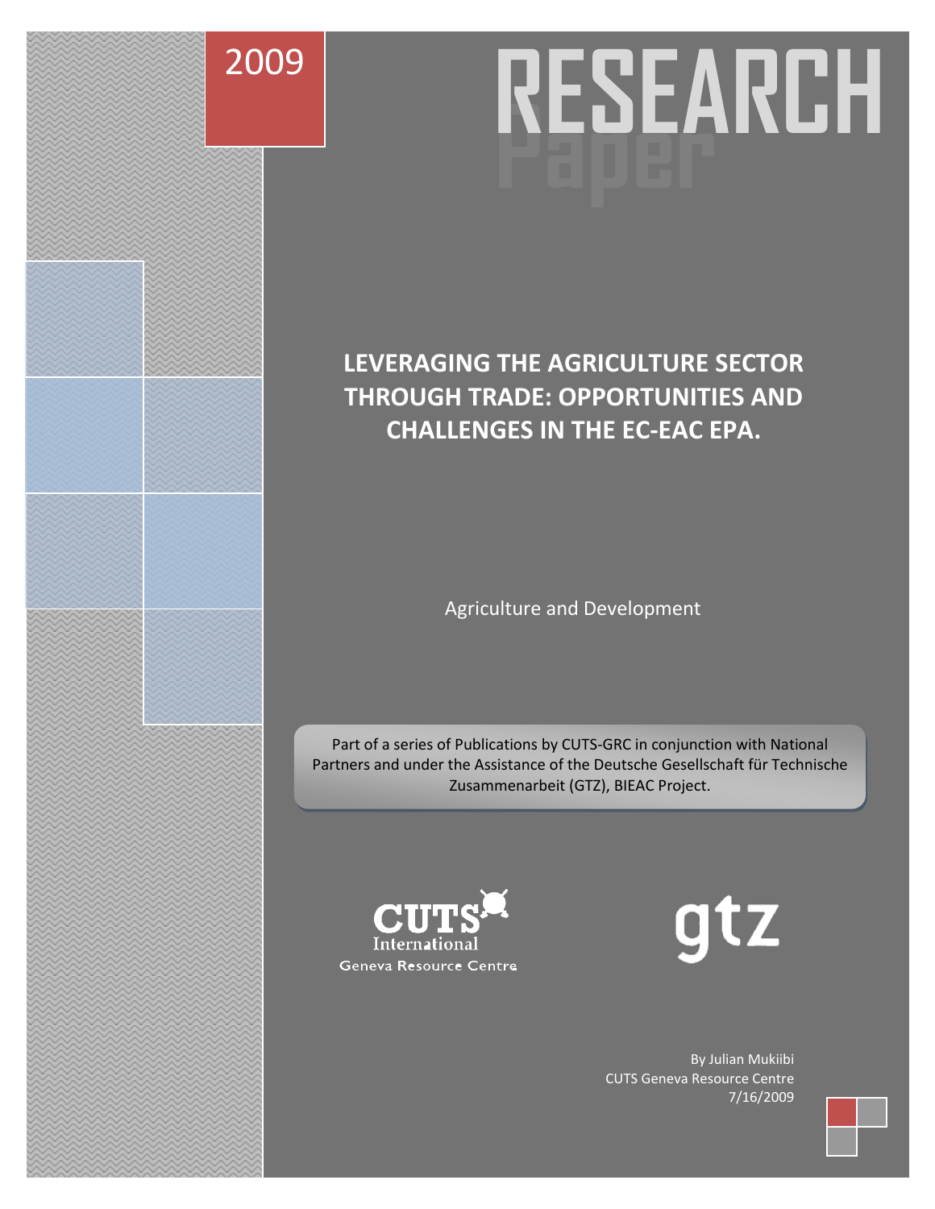2009

RESEARCH Paper

# LEVERAGING THE AGRICULTURE SECTOR THROUGH TRADE: OPPORTUNITIES AND CHALLENGES IN THE EC-EAC EPA.

Agriculture and Development

Part of a series of Publications by CUTS-GRC in conjunction with National Partners and under the Assistance of the Deutsche Gesellschaft für Technische Zusammenarbeit (GTZ), BIEAC Project.

CUTS International
Geneva Resource Centre

gtz

By Julian Mukiibi
CUTS Geneva Resource Centre
7/16/2009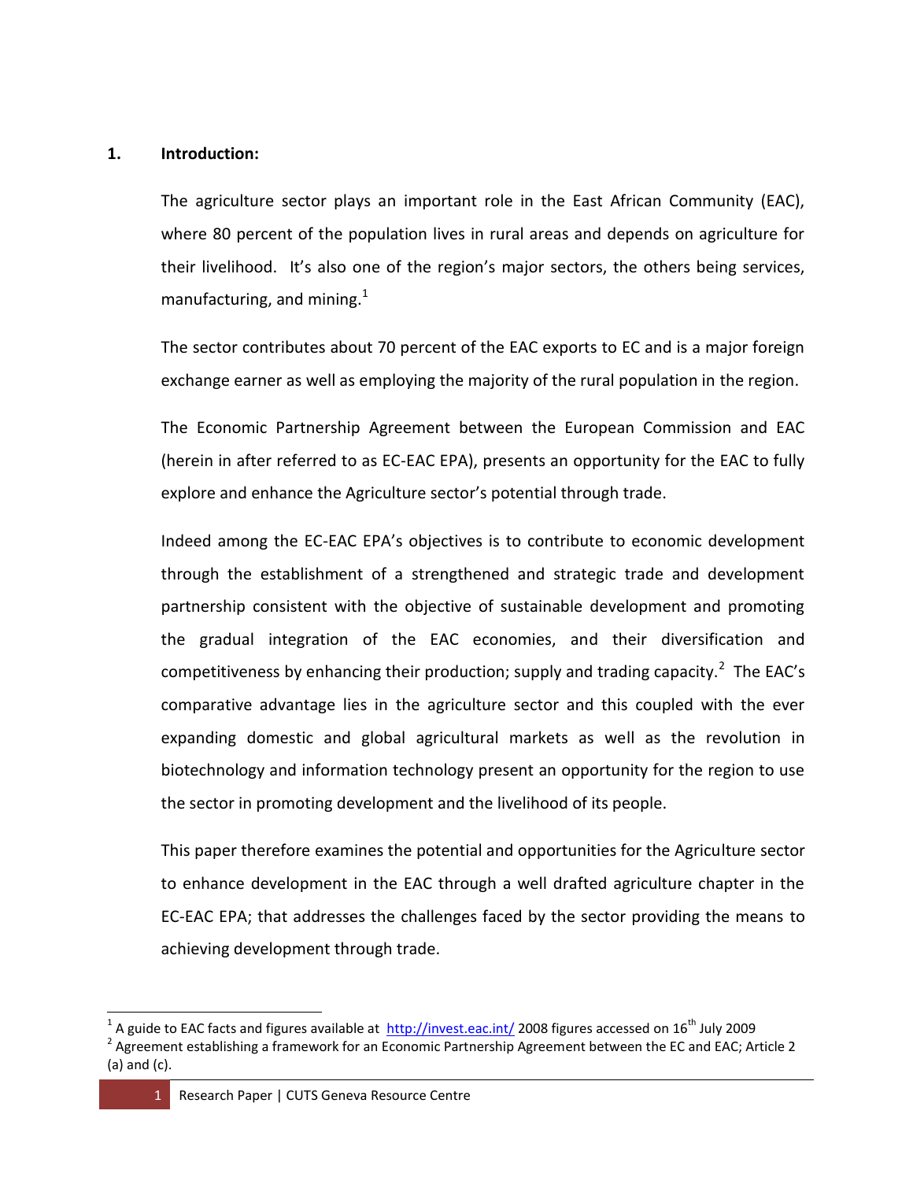## 1. Introduction:

The agriculture sector plays an important role in the East African Community (EAC), where 80 percent of the population lives in rural areas and depends on agriculture for their livelihood. It's also one of the region's major sectors, the others being services, manufacturing, and mining.[1]

The sector contributes about 70 percent of the EAC exports to EC and is a major foreign exchange earner as well as employing the majority of the rural population in the region.

The Economic Partnership Agreement between the European Commission and EAC (herein in after referred to as EC-EAC EPA), presents an opportunity for the EAC to fully explore and enhance the Agriculture sector's potential through trade.

Indeed among the EC-EAC EPA's objectives is to contribute to economic development through the establishment of a strengthened and strategic trade and development partnership consistent with the objective of sustainable development and promoting the gradual integration of the EAC economies, and their diversification and competitiveness by enhancing their production; supply and trading capacity.[2] The EAC's comparative advantage lies in the agriculture sector and this coupled with the ever expanding domestic and global agricultural markets as well as the revolution in biotechnology and information technology present an opportunity for the region to use the sector in promoting development and the livelihood of its people.

This paper therefore examines the potential and opportunities for the Agriculture sector to enhance development in the EAC through a well drafted agriculture chapter in the EC-EAC EPA; that addresses the challenges faced by the sector providing the means to achieving development through trade.

---

[1] A guide to EAC facts and figures available at http://invest.eac.int/ 2008 figures accessed on 16th July 2009

[2] Agreement establishing a framework for an Economic Partnership Agreement between the EC and EAC; Article 2 (a) and (c).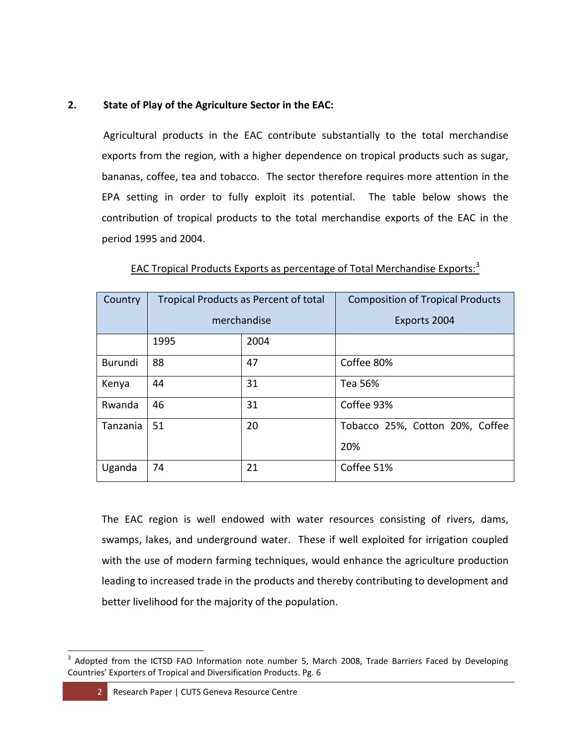## 2. State of Play of the Agriculture Sector in the EAC:

Agricultural products in the EAC contribute substantially to the total merchandise exports from the region, with a higher dependence on tropical products such as sugar, bananas, coffee, tea and tobacco. The sector therefore requires more attention in the EPA setting in order to fully exploit its potential. The table below shows the contribution of tropical products to the total merchandise exports of the EAC in the period 1995 and 2004.

EAC Tropical Products Exports as percentage of Total Merchandise Exports:[3]

| Country | Tropical Products as Percent of total merchandise | | Composition of Tropical Products Exports 2004 |
|---|---|---|---|
| | 1995 | 2004 | |
| Burundi | 88 | 47 | Coffee 80% |
| Kenya | 44 | 31 | Tea 56% |
| Rwanda | 46 | 31 | Coffee 93% |
| Tanzania | 51 | 20 | Tobacco 25%, Cotton 20%, Coffee 20% |
| Uganda | 74 | 21 | Coffee 51% |

The EAC region is well endowed with water resources consisting of rivers, dams, swamps, lakes, and underground water. These if well exploited for irrigation coupled with the use of modern farming techniques, would enhance the agriculture production leading to increased trade in the products and thereby contributing to development and better livelihood for the majority of the population.

[3] Adopted from the ICTSD FAO Information note number 5, March 2008, Trade Barriers Faced by Developing Countries' Exporters of Tropical and Diversification Products. Pg. 6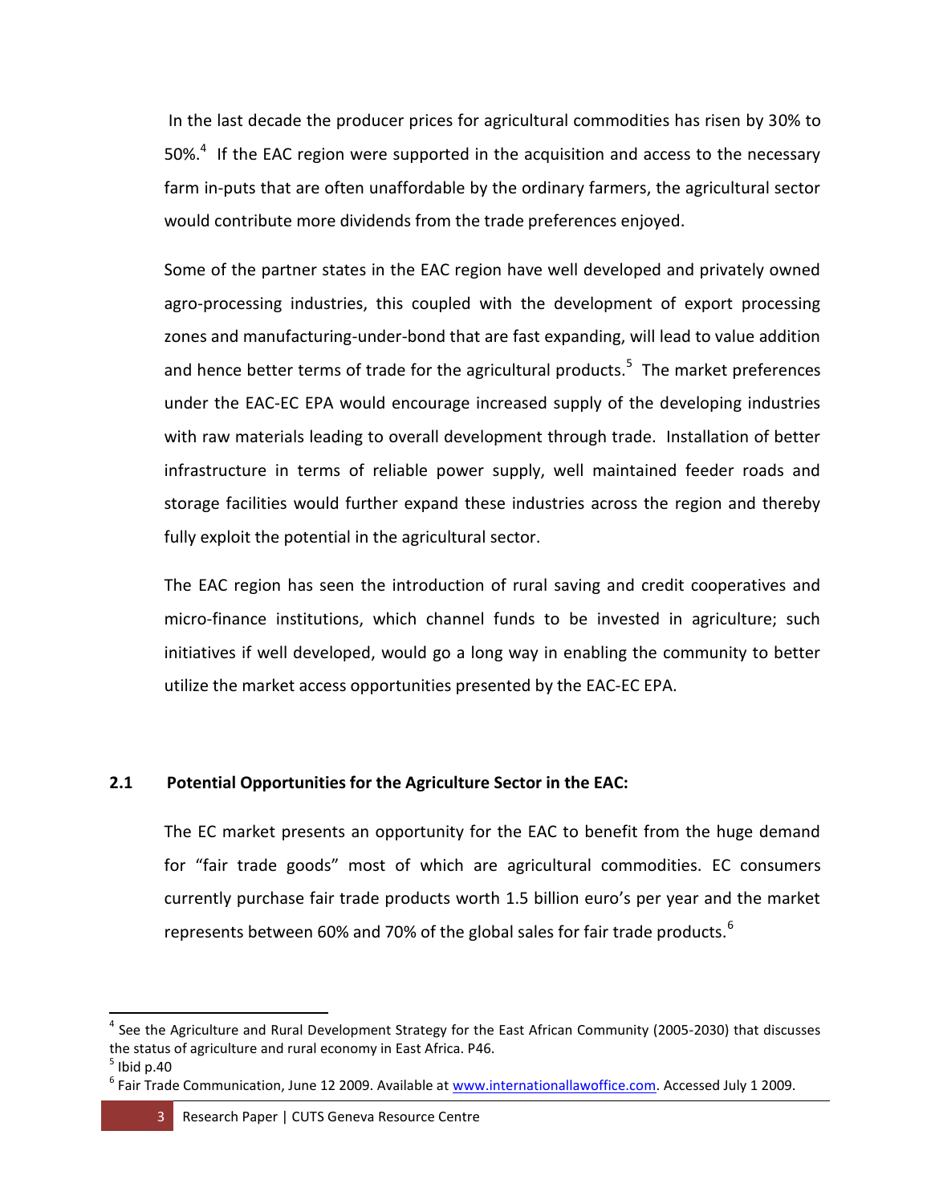In the last decade the producer prices for agricultural commodities has risen by 30% to 50%.[4] If the EAC region were supported in the acquisition and access to the necessary farm in-puts that are often unaffordable by the ordinary farmers, the agricultural sector would contribute more dividends from the trade preferences enjoyed.

Some of the partner states in the EAC region have well developed and privately owned agro-processing industries, this coupled with the development of export processing zones and manufacturing-under-bond that are fast expanding, will lead to value addition and hence better terms of trade for the agricultural products.[5] The market preferences under the EAC-EC EPA would encourage increased supply of the developing industries with raw materials leading to overall development through trade. Installation of better infrastructure in terms of reliable power supply, well maintained feeder roads and storage facilities would further expand these industries across the region and thereby fully exploit the potential in the agricultural sector.

The EAC region has seen the introduction of rural saving and credit cooperatives and micro-finance institutions, which channel funds to be invested in agriculture; such initiatives if well developed, would go a long way in enabling the community to better utilize the market access opportunities presented by the EAC-EC EPA.

## 2.1 Potential Opportunities for the Agriculture Sector in the EAC:

The EC market presents an opportunity for the EAC to benefit from the huge demand for "fair trade goods" most of which are agricultural commodities. EC consumers currently purchase fair trade products worth 1.5 billion euro's per year and the market represents between 60% and 70% of the global sales for fair trade products.[6]

---

[4] See the Agriculture and Rural Development Strategy for the East African Community (2005-2030) that discusses the status of agriculture and rural economy in East Africa. P46.

[5] Ibid p.40

[6] Fair Trade Communication, June 12 2009. Available at www.internationallawoffice.com. Accessed July 1 2009.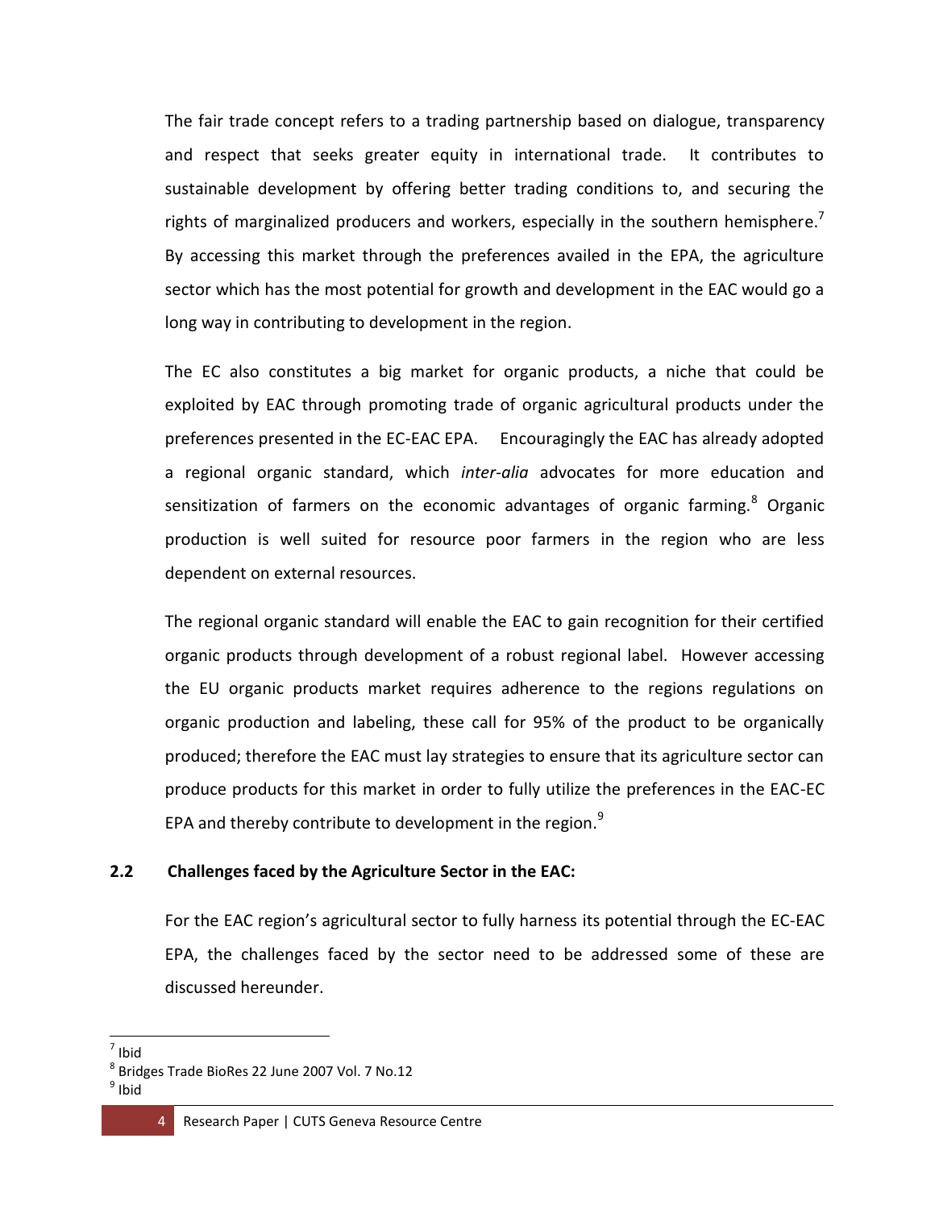The fair trade concept refers to a trading partnership based on dialogue, transparency and respect that seeks greater equity in international trade. It contributes to sustainable development by offering better trading conditions to, and securing the rights of marginalized producers and workers, especially in the southern hemisphere.[7] By accessing this market through the preferences availed in the EPA, the agriculture sector which has the most potential for growth and development in the EAC would go a long way in contributing to development in the region.

The EC also constitutes a big market for organic products, a niche that could be exploited by EAC through promoting trade of organic agricultural products under the preferences presented in the EC-EAC EPA. Encouragingly the EAC has already adopted a regional organic standard, which *inter-alia* advocates for more education and sensitization of farmers on the economic advantages of organic farming.[8] Organic production is well suited for resource poor farmers in the region who are less dependent on external resources.

The regional organic standard will enable the EAC to gain recognition for their certified organic products through development of a robust regional label. However accessing the EU organic products market requires adherence to the regions regulations on organic production and labeling, these call for 95% of the product to be organically produced; therefore the EAC must lay strategies to ensure that its agriculture sector can produce products for this market in order to fully utilize the preferences in the EAC-EC EPA and thereby contribute to development in the region.[9]

## 2.2 Challenges faced by the Agriculture Sector in the EAC:

For the EAC region's agricultural sector to fully harness its potential through the EC-EAC EPA, the challenges faced by the sector need to be addressed some of these are discussed hereunder.

---

[7] Ibid

[8] Bridges Trade BioRes 22 June 2007 Vol. 7 No.12

[9] Ibid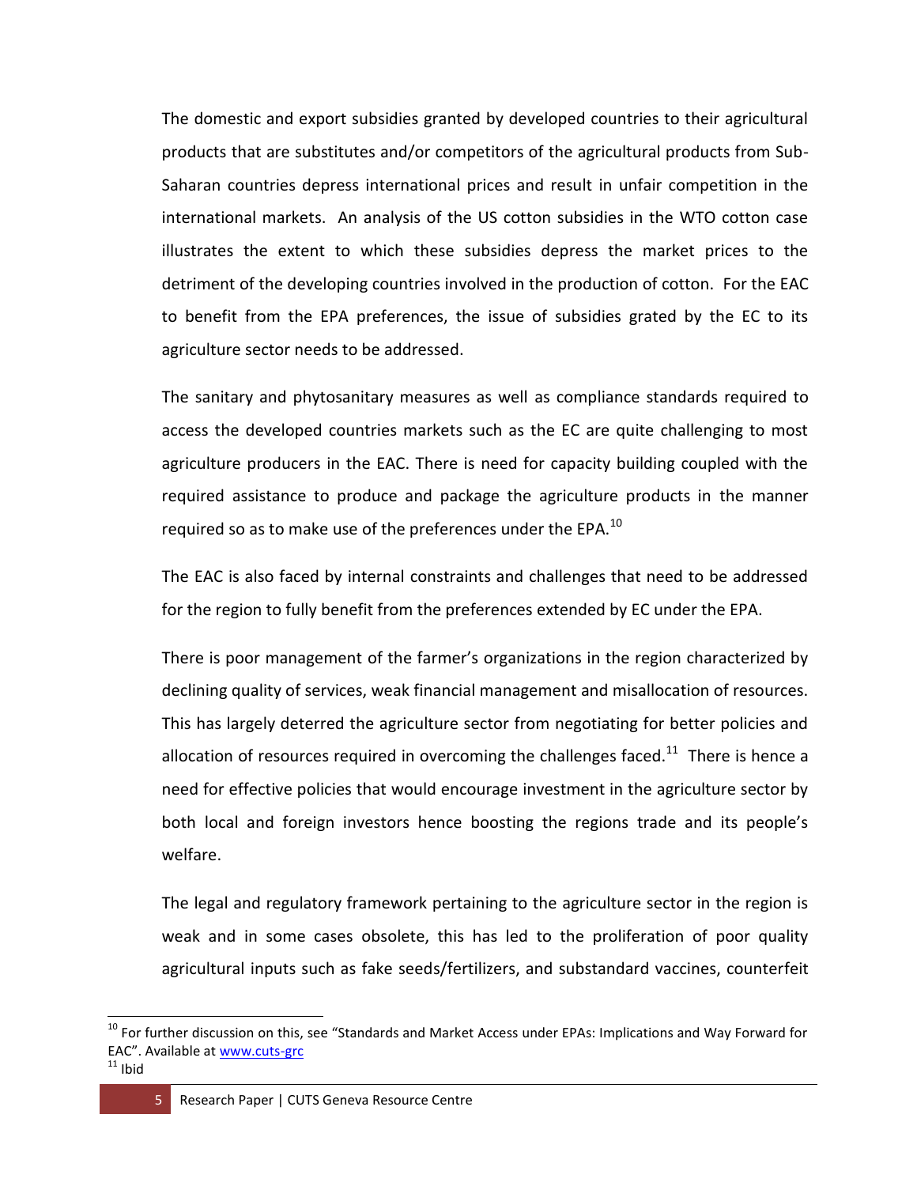The domestic and export subsidies granted by developed countries to their agricultural products that are substitutes and/or competitors of the agricultural products from Sub-Saharan countries depress international prices and result in unfair competition in the international markets. An analysis of the US cotton subsidies in the WTO cotton case illustrates the extent to which these subsidies depress the market prices to the detriment of the developing countries involved in the production of cotton. For the EAC to benefit from the EPA preferences, the issue of subsidies grated by the EC to its agriculture sector needs to be addressed.

The sanitary and phytosanitary measures as well as compliance standards required to access the developed countries markets such as the EC are quite challenging to most agriculture producers in the EAC. There is need for capacity building coupled with the required assistance to produce and package the agriculture products in the manner required so as to make use of the preferences under the EPA.[10]

The EAC is also faced by internal constraints and challenges that need to be addressed for the region to fully benefit from the preferences extended by EC under the EPA.

There is poor management of the farmer's organizations in the region characterized by declining quality of services, weak financial management and misallocation of resources. This has largely deterred the agriculture sector from negotiating for better policies and allocation of resources required in overcoming the challenges faced.[11] There is hence a need for effective policies that would encourage investment in the agriculture sector by both local and foreign investors hence boosting the regions trade and its people's welfare.

The legal and regulatory framework pertaining to the agriculture sector in the region is weak and in some cases obsolete, this has led to the proliferation of poor quality agricultural inputs such as fake seeds/fertilizers, and substandard vaccines, counterfeit

---

[10] For further discussion on this, see "Standards and Market Access under EPAs: Implications and Way Forward for EAC". Available at www.cuts-grc

[11] Ibid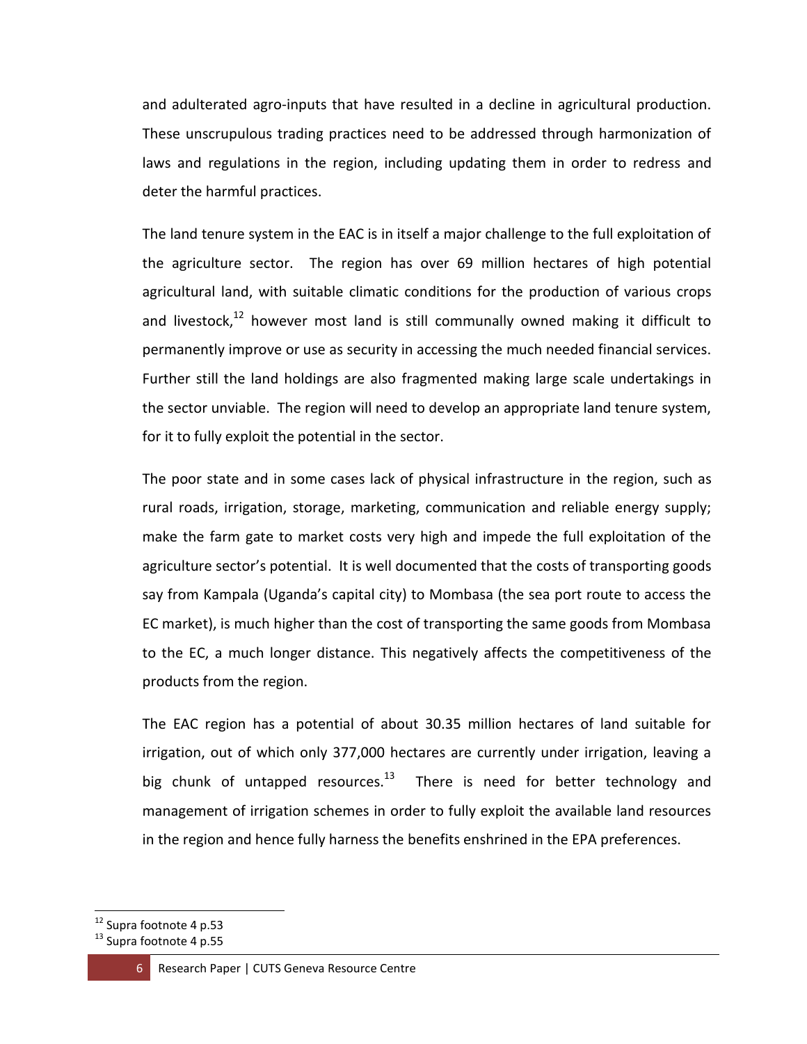and adulterated agro-inputs that have resulted in a decline in agricultural production. These unscrupulous trading practices need to be addressed through harmonization of laws and regulations in the region, including updating them in order to redress and deter the harmful practices.

The land tenure system in the EAC is in itself a major challenge to the full exploitation of the agriculture sector. The region has over 69 million hectares of high potential agricultural land, with suitable climatic conditions for the production of various crops and livestock,[12] however most land is still communally owned making it difficult to permanently improve or use as security in accessing the much needed financial services. Further still the land holdings are also fragmented making large scale undertakings in the sector unviable. The region will need to develop an appropriate land tenure system, for it to fully exploit the potential in the sector.

The poor state and in some cases lack of physical infrastructure in the region, such as rural roads, irrigation, storage, marketing, communication and reliable energy supply; make the farm gate to market costs very high and impede the full exploitation of the agriculture sector's potential. It is well documented that the costs of transporting goods say from Kampala (Uganda's capital city) to Mombasa (the sea port route to access the EC market), is much higher than the cost of transporting the same goods from Mombasa to the EC, a much longer distance. This negatively affects the competitiveness of the products from the region.

The EAC region has a potential of about 30.35 million hectares of land suitable for irrigation, out of which only 377,000 hectares are currently under irrigation, leaving a big chunk of untapped resources.[13] There is need for better technology and management of irrigation schemes in order to fully exploit the available land resources in the region and hence fully harness the benefits enshrined in the EPA preferences.

---

[12] Supra footnote 4 p.53

[13] Supra footnote 4 p.55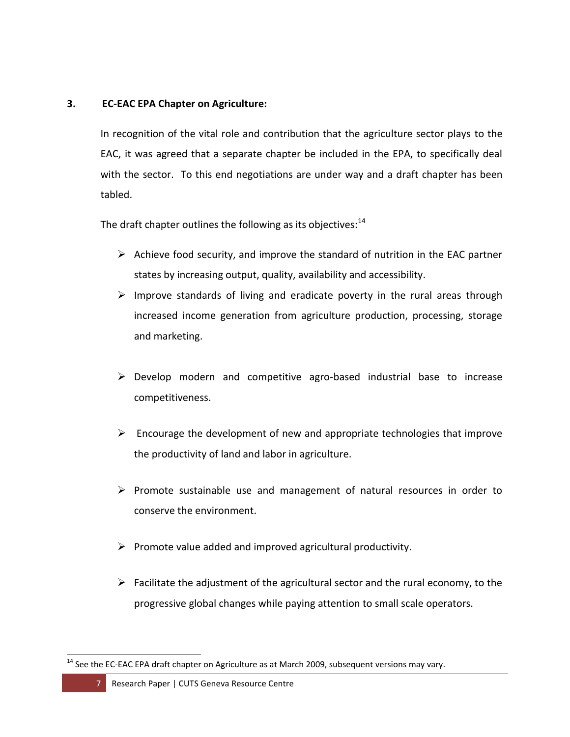## 3. EC-EAC EPA Chapter on Agriculture:

In recognition of the vital role and contribution that the agriculture sector plays to the EAC, it was agreed that a separate chapter be included in the EPA, to specifically deal with the sector. To this end negotiations are under way and a draft chapter has been tabled.

The draft chapter outlines the following as its objectives:[14]

- Achieve food security, and improve the standard of nutrition in the EAC partner states by increasing output, quality, availability and accessibility.
- Improve standards of living and eradicate poverty in the rural areas through increased income generation from agriculture production, processing, storage and marketing.
- Develop modern and competitive agro-based industrial base to increase competitiveness.
- Encourage the development of new and appropriate technologies that improve the productivity of land and labor in agriculture.
- Promote sustainable use and management of natural resources in order to conserve the environment.
- Promote value added and improved agricultural productivity.
- Facilitate the adjustment of the agricultural sector and the rural economy, to the progressive global changes while paying attention to small scale operators.

---

[14] See the EC-EAC EPA draft chapter on Agriculture as at March 2009, subsequent versions may vary.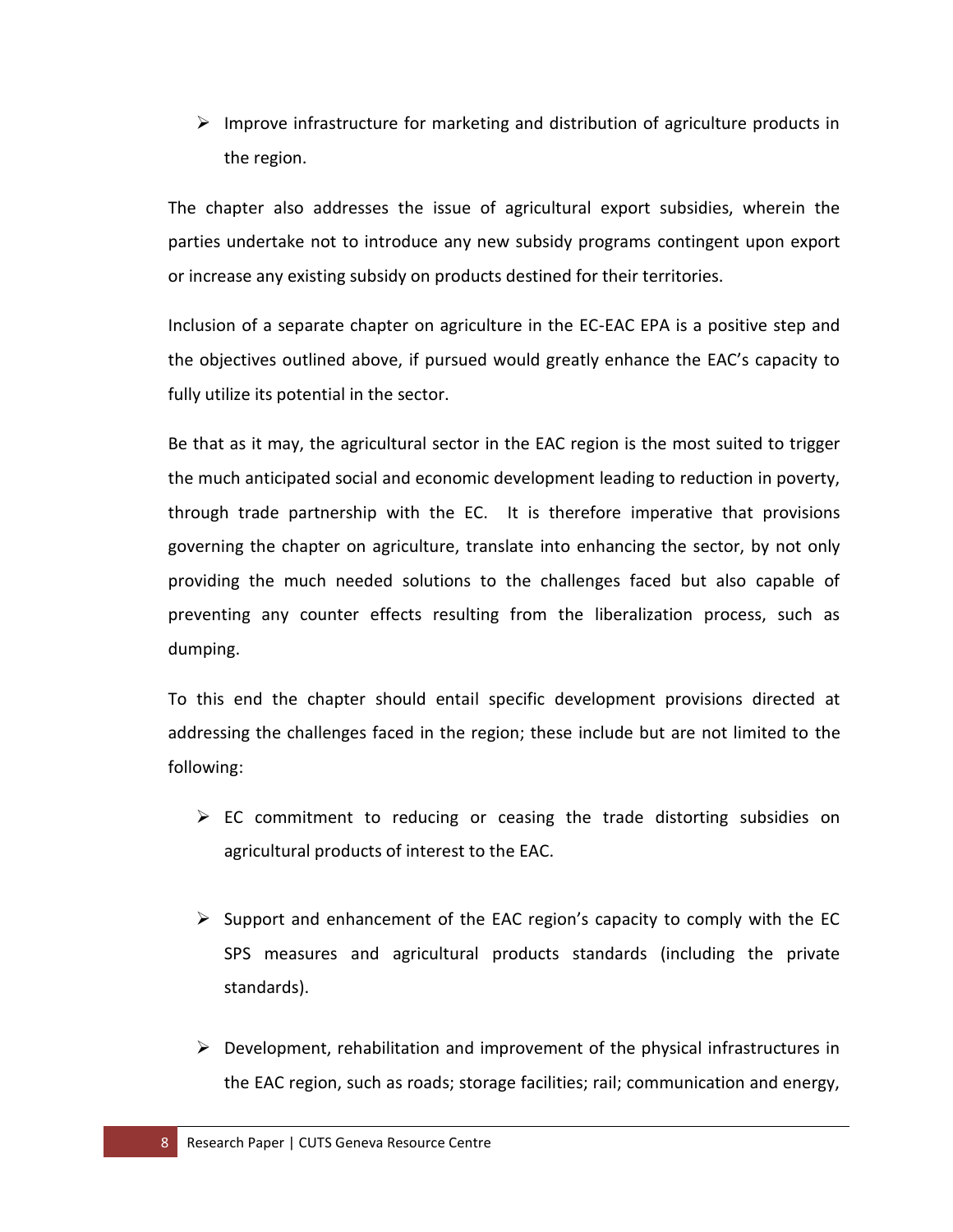- Improve infrastructure for marketing and distribution of agriculture products in the region.

The chapter also addresses the issue of agricultural export subsidies, wherein the parties undertake not to introduce any new subsidy programs contingent upon export or increase any existing subsidy on products destined for their territories.

Inclusion of a separate chapter on agriculture in the EC-EAC EPA is a positive step and the objectives outlined above, if pursued would greatly enhance the EAC's capacity to fully utilize its potential in the sector.

Be that as it may, the agricultural sector in the EAC region is the most suited to trigger the much anticipated social and economic development leading to reduction in poverty, through trade partnership with the EC. It is therefore imperative that provisions governing the chapter on agriculture, translate into enhancing the sector, by not only providing the much needed solutions to the challenges faced but also capable of preventing any counter effects resulting from the liberalization process, such as dumping.

To this end the chapter should entail specific development provisions directed at addressing the challenges faced in the region; these include but are not limited to the following:

- EC commitment to reducing or ceasing the trade distorting subsidies on agricultural products of interest to the EAC.

- Support and enhancement of the EAC region's capacity to comply with the EC SPS measures and agricultural products standards (including the private standards).

- Development, rehabilitation and improvement of the physical infrastructures in the EAC region, such as roads; storage facilities; rail; communication and energy,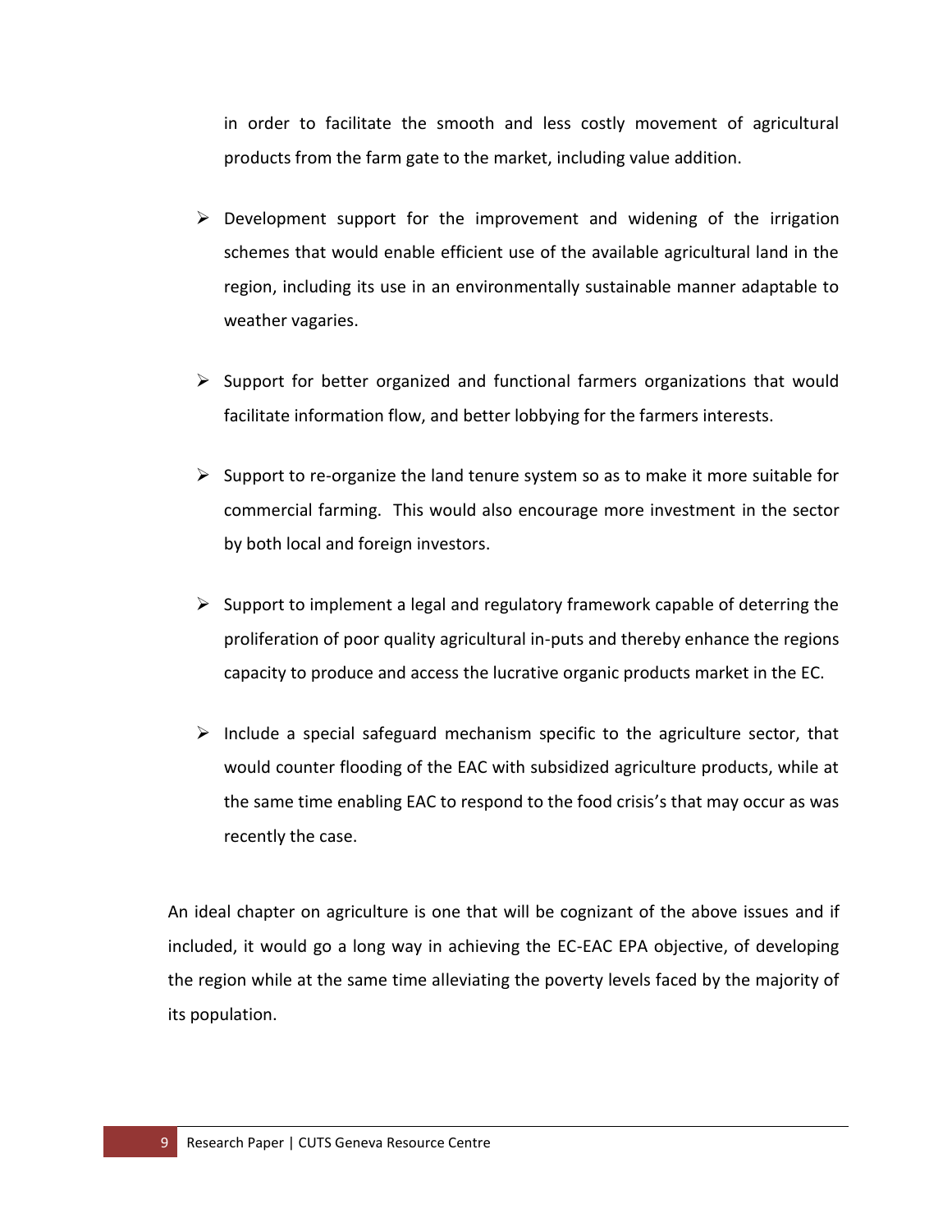in order to facilitate the smooth and less costly movement of agricultural products from the farm gate to the market, including value addition.

- Development support for the improvement and widening of the irrigation schemes that would enable efficient use of the available agricultural land in the region, including its use in an environmentally sustainable manner adaptable to weather vagaries.

- Support for better organized and functional farmers organizations that would facilitate information flow, and better lobbying for the farmers interests.

- Support to re-organize the land tenure system so as to make it more suitable for commercial farming. This would also encourage more investment in the sector by both local and foreign investors.

- Support to implement a legal and regulatory framework capable of deterring the proliferation of poor quality agricultural in-puts and thereby enhance the regions capacity to produce and access the lucrative organic products market in the EC.

- Include a special safeguard mechanism specific to the agriculture sector, that would counter flooding of the EAC with subsidized agriculture products, while at the same time enabling EAC to respond to the food crisis's that may occur as was recently the case.

An ideal chapter on agriculture is one that will be cognizant of the above issues and if included, it would go a long way in achieving the EC-EAC EPA objective, of developing the region while at the same time alleviating the poverty levels faced by the majority of its population.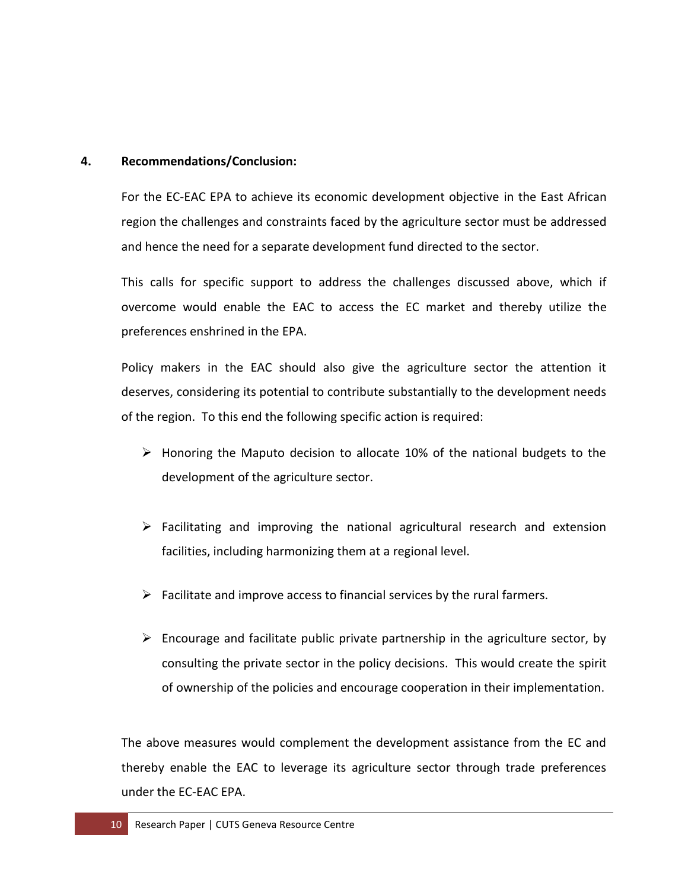## 4. Recommendations/Conclusion:

For the EC-EAC EPA to achieve its economic development objective in the East African region the challenges and constraints faced by the agriculture sector must be addressed and hence the need for a separate development fund directed to the sector.

This calls for specific support to address the challenges discussed above, which if overcome would enable the EAC to access the EC market and thereby utilize the preferences enshrined in the EPA.

Policy makers in the EAC should also give the agriculture sector the attention it deserves, considering its potential to contribute substantially to the development needs of the region. To this end the following specific action is required:

- Honoring the Maputo decision to allocate 10% of the national budgets to the development of the agriculture sector.
- Facilitating and improving the national agricultural research and extension facilities, including harmonizing them at a regional level.
- Facilitate and improve access to financial services by the rural farmers.
- Encourage and facilitate public private partnership in the agriculture sector, by consulting the private sector in the policy decisions. This would create the spirit of ownership of the policies and encourage cooperation in their implementation.

The above measures would complement the development assistance from the EC and thereby enable the EAC to leverage its agriculture sector through trade preferences under the EC-EAC EPA.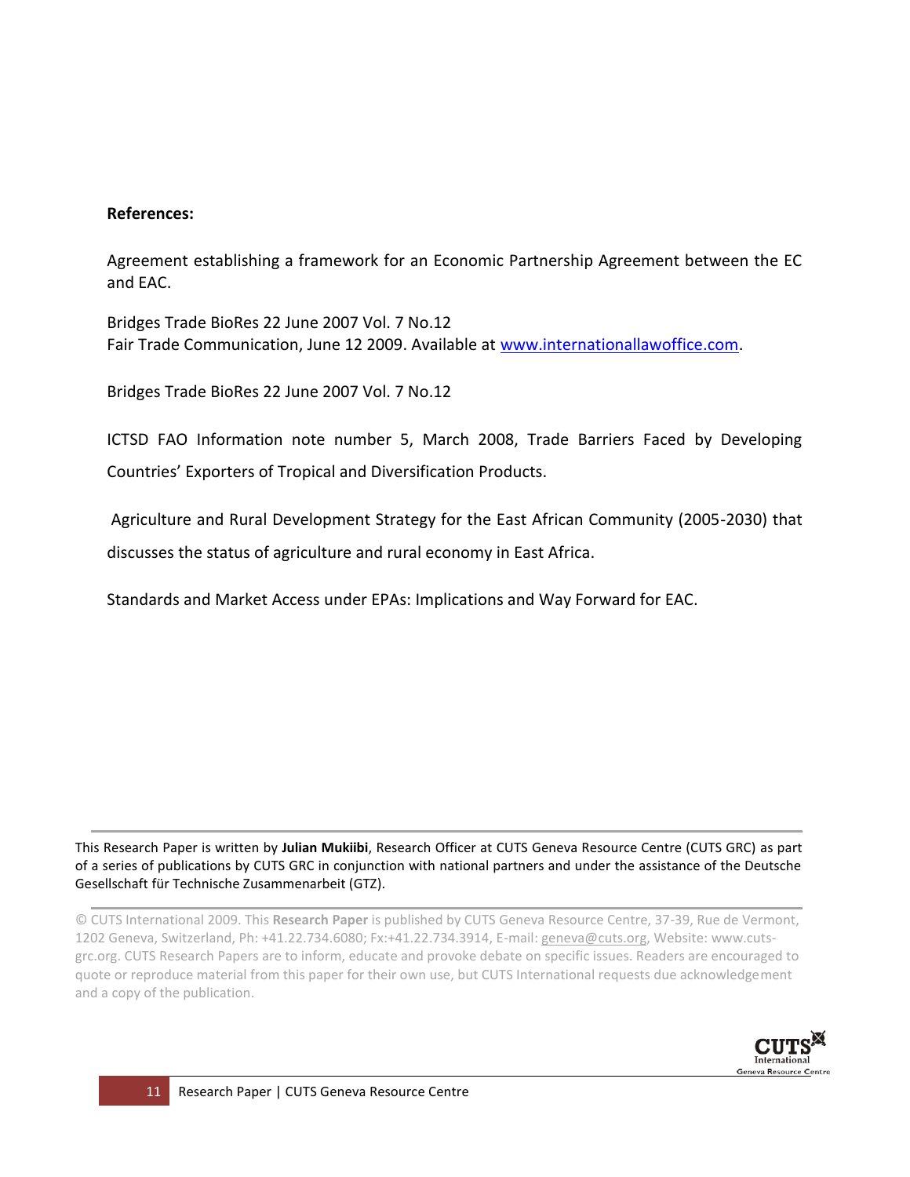**References:**

Agreement establishing a framework for an Economic Partnership Agreement between the EC and EAC.

Bridges Trade BioRes 22 June 2007 Vol. 7 No.12
Fair Trade Communication, June 12 2009. Available at www.internationallawoffice.com.

Bridges Trade BioRes 22 June 2007 Vol. 7 No.12

ICTSD FAO Information note number 5, March 2008, Trade Barriers Faced by Developing Countries' Exporters of Tropical and Diversification Products.

Agriculture and Rural Development Strategy for the East African Community (2005-2030) that discusses the status of agriculture and rural economy in East Africa.

Standards and Market Access under EPAs: Implications and Way Forward for EAC.

---

This Research Paper is written by **Julian Mukiibi**, Research Officer at CUTS Geneva Resource Centre (CUTS GRC) as part of a series of publications by CUTS GRC in conjunction with national partners and under the assistance of the Deutsche Gesellschaft für Technische Zusammenarbeit (GTZ).

---

© CUTS International 2009. This **Research Paper** is published by CUTS Geneva Resource Centre, 37-39, Rue de Vermont, 1202 Geneva, Switzerland, Ph: +41.22.734.6080; Fx:+41.22.734.3914, E-mail: geneva@cuts.org, Website: www.cuts-grc.org. CUTS Research Papers are to inform, educate and provoke debate on specific issues. Readers are encouraged to quote or reproduce material from this paper for their own use, but CUTS International requests due acknowledgement and a copy of the publication.